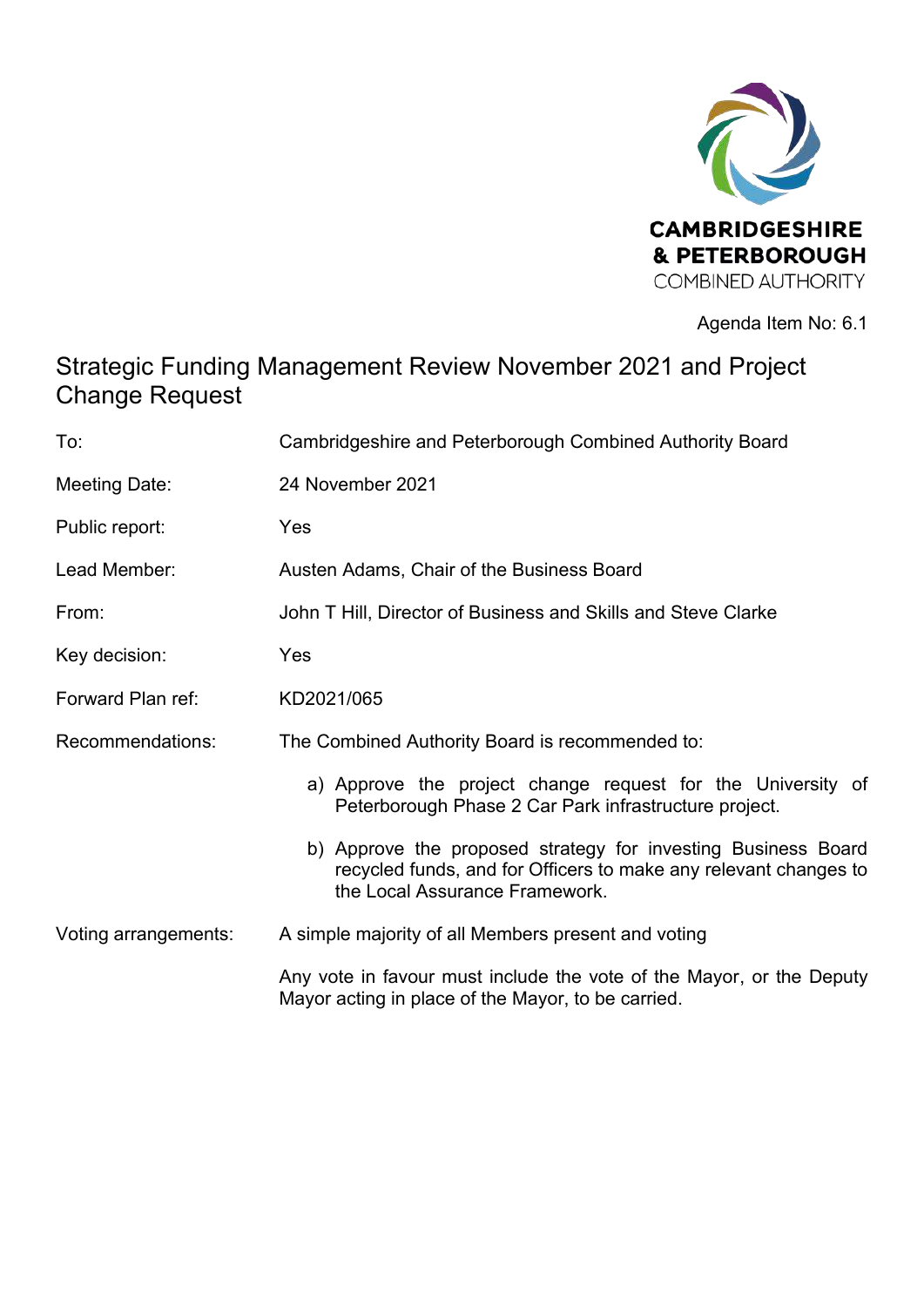CAMBRIDGESHIRE & PETERBOROUGH COMBINED AUTHORITY

Agenda Item No: 6.1

# Strategic Funding Management Review November 2021 and Project Change Request

| | |
|---|---|
| To: | Cambridgeshire and Peterborough Combined Authority Board |
| Meeting Date: | 24 November 2021 |
| Public report: | Yes |
| Lead Member: | Austen Adams, Chair of the Business Board |
| From: | John T Hill, Director of Business and Skills and Steve Clarke |
| Key decision: | Yes |
| Forward Plan ref: | KD2021/065 |
| Recommendations: | The Combined Authority Board is recommended to:<br><br>a) Approve the project change request for the University of Peterborough Phase 2 Car Park infrastructure project.<br><br>b) Approve the proposed strategy for investing Business Board recycled funds, and for Officers to make any relevant changes to the Local Assurance Framework. |
| Voting arrangements: | A simple majority of all Members present and voting<br><br>Any vote in favour must include the vote of the Mayor, or the Deputy Mayor acting in place of the Mayor, to be carried. |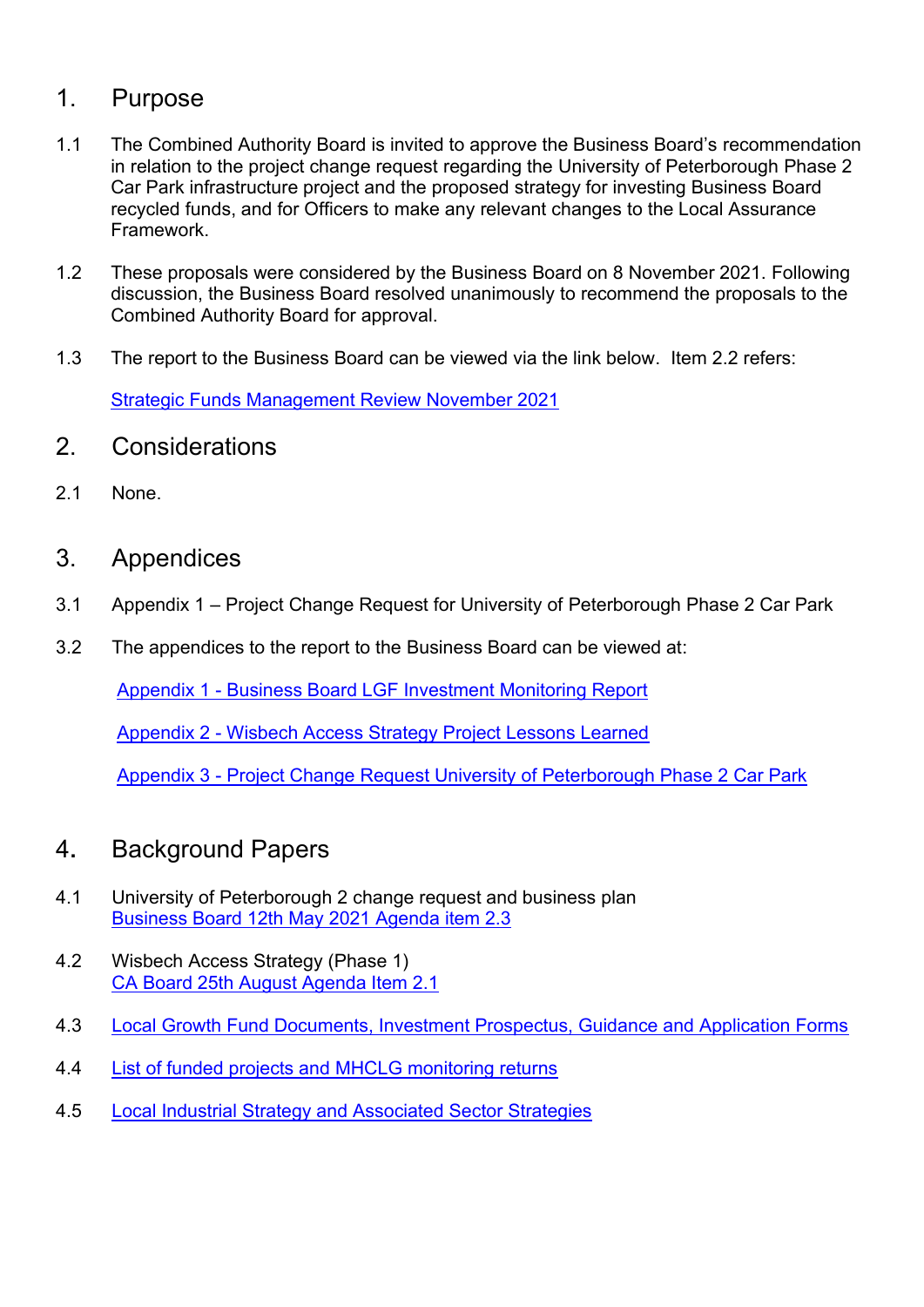## 1. Purpose

1.1 The Combined Authority Board is invited to approve the Business Board's recommendation in relation to the project change request regarding the University of Peterborough Phase 2 Car Park infrastructure project and the proposed strategy for investing Business Board recycled funds, and for Officers to make any relevant changes to the Local Assurance Framework.

1.2 These proposals were considered by the Business Board on 8 November 2021. Following discussion, the Business Board resolved unanimously to recommend the proposals to the Combined Authority Board for approval.

1.3 The report to the Business Board can be viewed via the link below. Item 2.2 refers:

Strategic Funds Management Review November 2021

## 2. Considerations

2.1 None.

## 3. Appendices

3.1 Appendix 1 – Project Change Request for University of Peterborough Phase 2 Car Park

3.2 The appendices to the report to the Business Board can be viewed at:

Appendix 1 - Business Board LGF Investment Monitoring Report

Appendix 2 - Wisbech Access Strategy Project Lessons Learned

Appendix 3 - Project Change Request University of Peterborough Phase 2 Car Park

## 4. Background Papers

4.1 University of Peterborough 2 change request and business plan
Business Board 12th May 2021 Agenda item 2.3

4.2 Wisbech Access Strategy (Phase 1)
CA Board 25th August Agenda Item 2.1

4.3 Local Growth Fund Documents, Investment Prospectus, Guidance and Application Forms

4.4 List of funded projects and MHCLG monitoring returns

4.5 Local Industrial Strategy and Associated Sector Strategies